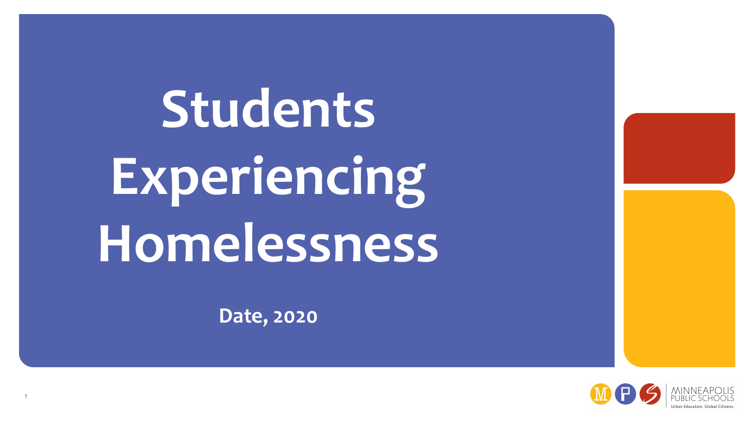# Students Experiencing Homelessness

**Date, 2020**

MINNEAPOLIS PUBLIC SCHOOLS

Urban Education. Global Citizens.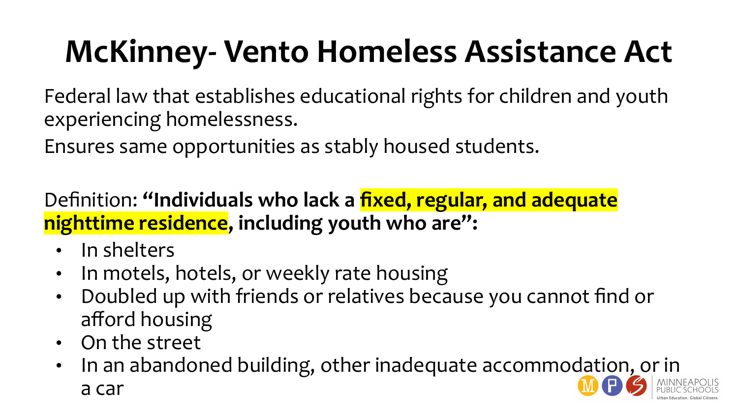# McKinney- Vento Homeless Assistance Act

Federal law that establishes educational rights for children and youth experiencing homelessness.

Ensures same opportunities as stably housed students.

Definition: **"Individuals who lack a fixed, regular, and adequate nighttime residence, including youth who are":**

- In shelters
- In motels, hotels, or weekly rate housing
- Doubled up with friends or relatives because you cannot find or afford housing
- On the street
- In an abandoned building, other inadequate accommodation, or in a car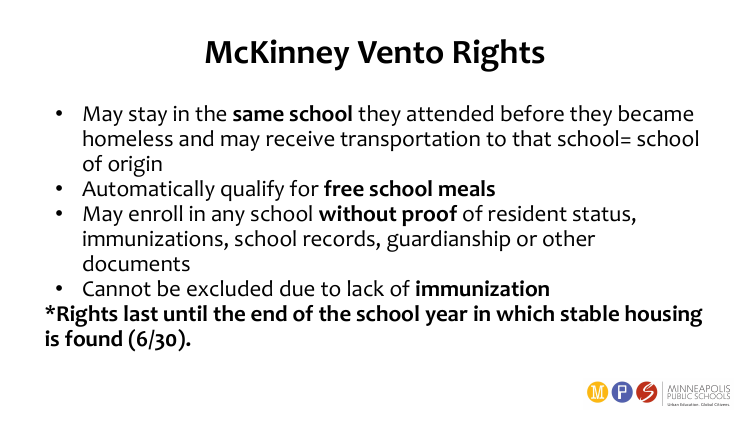# McKinney Vento Rights

- May stay in the **same school** they attended before they became homeless and may receive transportation to that school= school of origin
- Automatically qualify for **free school meals**
- May enroll in any school **without proof** of resident status, immunizations, school records, guardianship or other documents
- Cannot be excluded due to lack of **immunization**

**\*Rights last until the end of the school year in which stable housing is found (6/30).**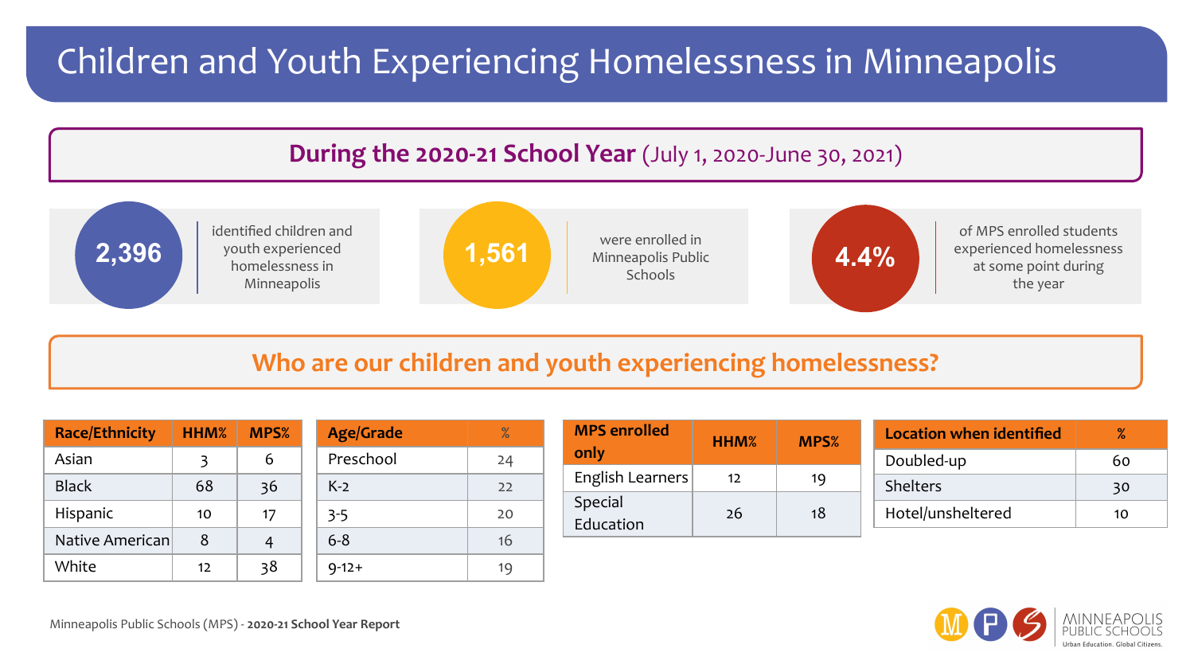# Children and Youth Experiencing Homelessness in Minneapolis

## During the 2020-21 School Year (July 1, 2020-June 30, 2021)

**2,396** identified children and youth experienced homelessness in Minneapolis

**1,561** were enrolled in Minneapolis Public Schools

**4.4%** of MPS enrolled students experienced homelessness at some point during the year

## Who are our children and youth experiencing homelessness?

| Race/Ethnicity | HHM% | MPS% |
|---|---|---|
| Asian | 3 | 6 |
| Black | 68 | 36 |
| Hispanic | 10 | 17 |
| Native American | 8 | 4 |
| White | 12 | 38 |

| Age/Grade | % |
|---|---|
| Preschool | 24 |
| K-2 | 22 |
| 3-5 | 20 |
| 6-8 | 16 |
| 9-12+ | 19 |

| MPS enrolled only | HHM% | MPS% |
|---|---|---|
| English Learners | 12 | 19 |
| Special Education | 26 | 18 |

| Location when identified | % |
|---|---|
| Doubled-up | 60 |
| Shelters | 30 |
| Hotel/unsheltered | 10 |

Minneapolis Public Schools (MPS) - **2020-21 School Year Report**

MINNEAPOLIS PUBLIC SCHOOLS
Urban Education. Global Citizens.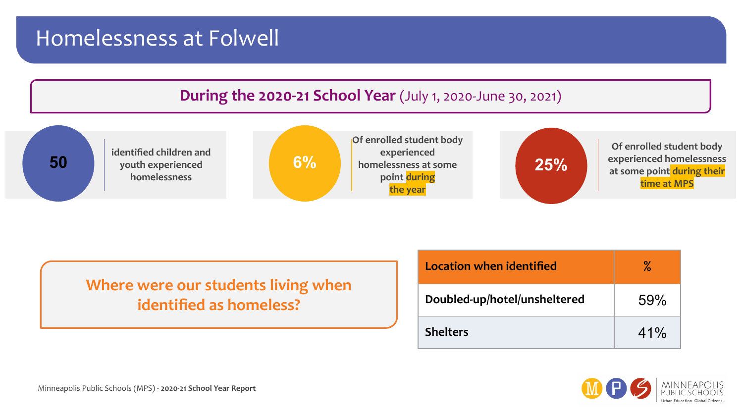# Homelessness at Folwell

## During the 2020-21 School Year (July 1, 2020-June 30, 2021)

**50** identified children and youth experienced homelessness

**6%** Of enrolled student body experienced homelessness at some point during the year

**25%** Of enrolled student body experienced homelessness at some point during their time at MPS

### Where were our students living when identified as homeless?

| Location when identified | % |
|---|---|
| Doubled-up/hotel/unsheltered | 59% |
| Shelters | 41% |

Minneapolis Public Schools (MPS) - **2020-21 School Year Report**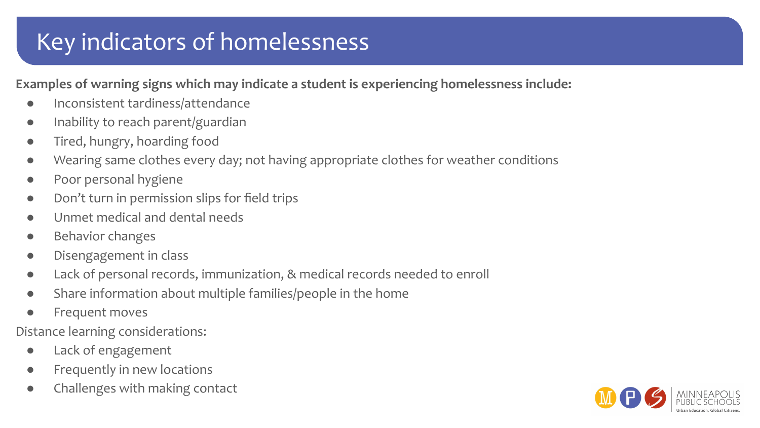# Key indicators of homelessness

**Examples of warning signs which may indicate a student is experiencing homelessness include:**

- Inconsistent tardiness/attendance
- Inability to reach parent/guardian
- Tired, hungry, hoarding food
- Wearing same clothes every day; not having appropriate clothes for weather conditions
- Poor personal hygiene
- Don't turn in permission slips for field trips
- Unmet medical and dental needs
- Behavior changes
- Disengagement in class
- Lack of personal records, immunization, & medical records needed to enroll
- Share information about multiple families/people in the home
- Frequent moves

Distance learning considerations:

- Lack of engagement
- Frequently in new locations
- Challenges with making contact

MINNEAPOLIS PUBLIC SCHOOLS
Urban Education. Global Citizens.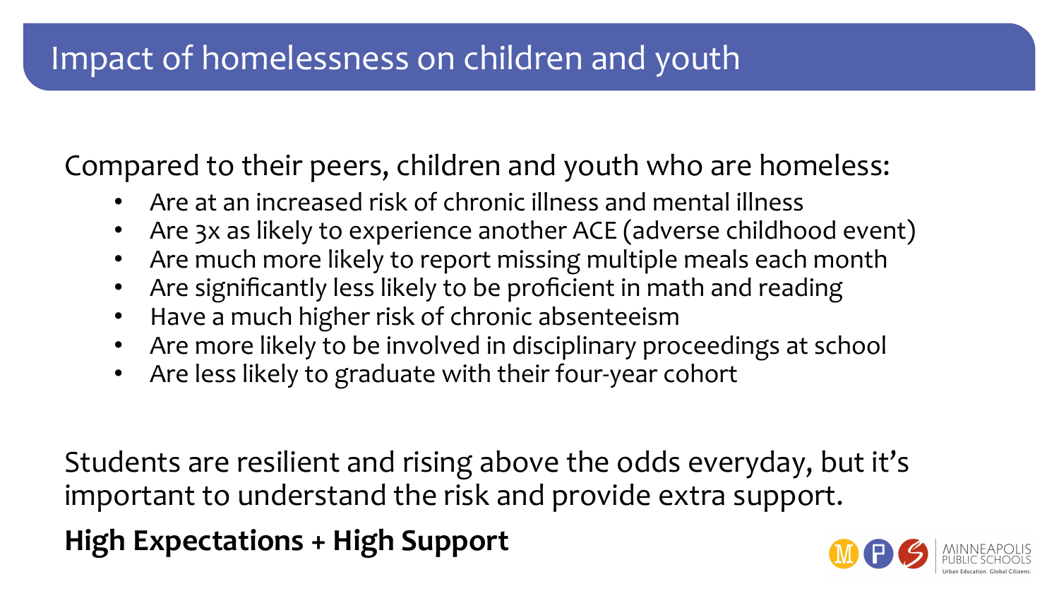# Impact of homelessness on children and youth

Compared to their peers, children and youth who are homeless:

- Are at an increased risk of chronic illness and mental illness
- Are 3x as likely to experience another ACE (adverse childhood event)
- Are much more likely to report missing multiple meals each month
- Are significantly less likely to be proficient in math and reading
- Have a much higher risk of chronic absenteeism
- Are more likely to be involved in disciplinary proceedings at school
- Are less likely to graduate with their four-year cohort

Students are resilient and rising above the odds everyday, but it's important to understand the risk and provide extra support.

**High Expectations + High Support**

MINNEAPOLIS PUBLIC SCHOOLS
Urban Education. Global Citizens.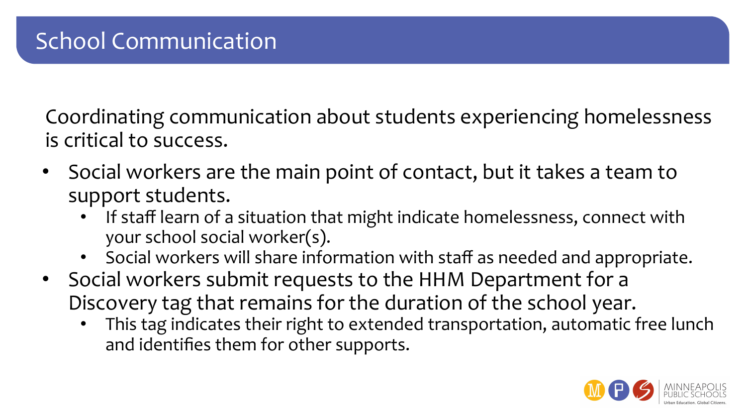# School Communication

Coordinating communication about students experiencing homelessness is critical to success.

- Social workers are the main point of contact, but it takes a team to support students.
  - If staff learn of a situation that might indicate homelessness, connect with your school social worker(s).
  - Social workers will share information with staff as needed and appropriate.
- Social workers submit requests to the HHM Department for a Discovery tag that remains for the duration of the school year.
  - This tag indicates their right to extended transportation, automatic free lunch and identifies them for other supports.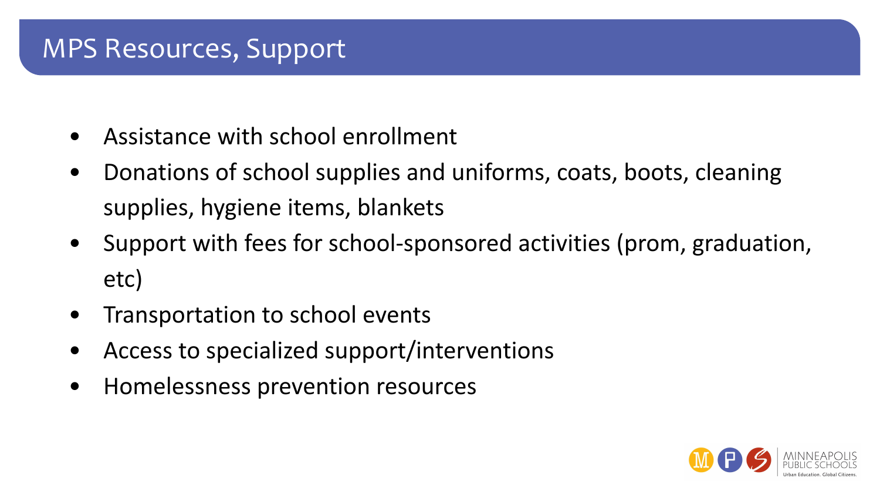# MPS Resources, Support

- Assistance with school enrollment
- Donations of school supplies and uniforms, coats, boots, cleaning supplies, hygiene items, blankets
- Support with fees for school-sponsored activities (prom, graduation, etc)
- Transportation to school events
- Access to specialized support/interventions
- Homelessness prevention resources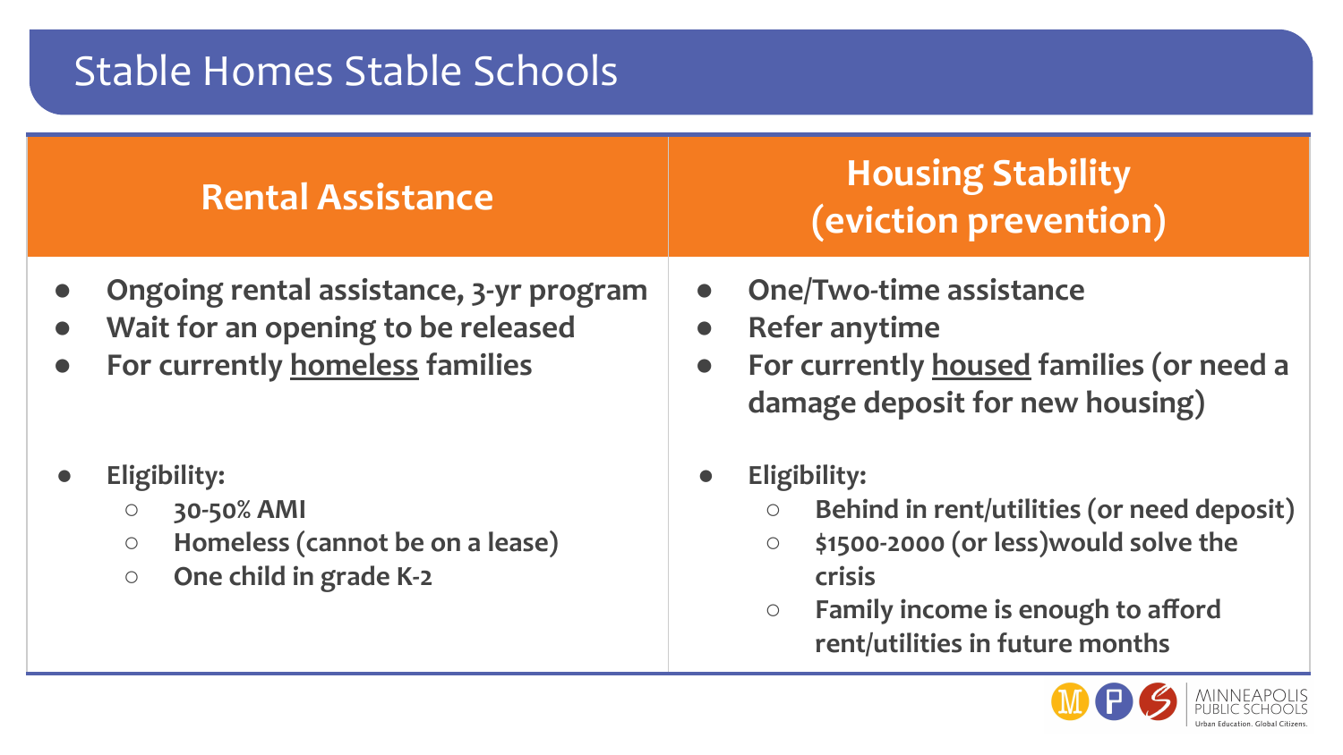# Stable Homes Stable Schools

| **Rental Assistance** | **Housing Stability (eviction prevention)** |
|---|---|
| • **Ongoing rental assistance, 3-yr program**<br>• **Wait for an opening to be released**<br>• **For currently homeless families**<br><br>• **Eligibility:**<br>  ○ **30-50% AMI**<br>  ○ **Homeless (cannot be on a lease)**<br>  ○ **One child in grade K-2** | • **One/Two-time assistance**<br>• **Refer anytime**<br>• **For currently housed families (or need a damage deposit for new housing)**<br><br>• **Eligibility:**<br>  ○ **Behind in rent/utilities (or need deposit)**<br>  ○ **$1500-2000 (or less)would solve the crisis**<br>  ○ **Family income is enough to afford rent/utilities in future months** |

MINNEAPOLIS PUBLIC SCHOOLS
Urban Education. Global Citizens.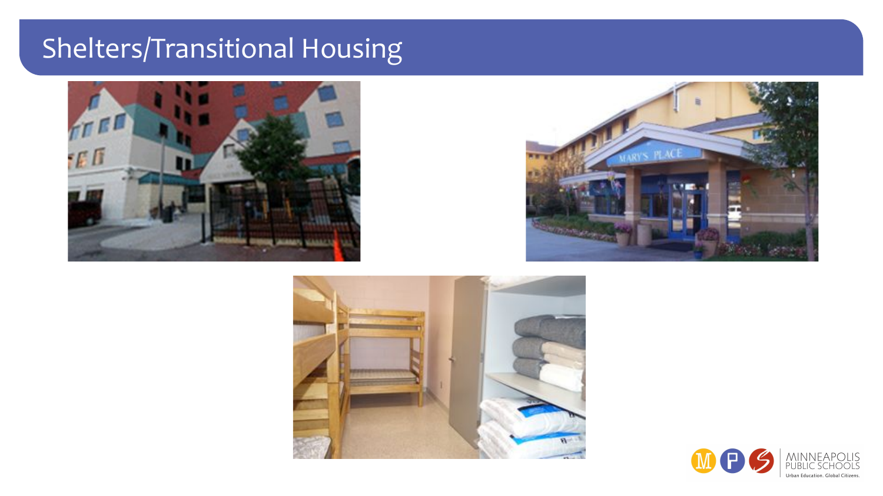# Shelters/Transitional Housing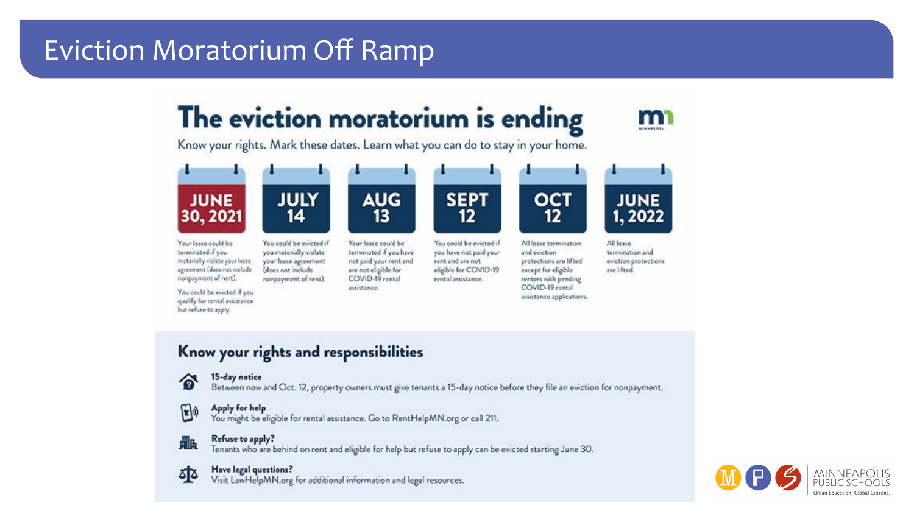# Eviction Moratorium Off Ramp

## The eviction moratorium is ending

Know your rights. Mark these dates. Learn what you can do to stay in your home.

**JUNE 30, 2021**

Your lease could be terminated if you materially violate your lease agreement (does not include nonpayment of rent).

You could be evicted if you qualify for rental assistance but refuse to apply.

**JULY 14**

You could be evicted if you materially violate your lease agreement (does not include nonpayment of rent).

**AUG 13**

Your lease could be terminated if you have not paid your rent and are not eligible for COVID-19 rental assistance.

**SEPT 12**

You could be evicted if you have not paid your rent and are not eligible for COVID-19 rental assistance.

**OCT 12**

All lease termination and eviction protections are lifted except for eligible renters with pending COVID-19 rental assistance applications.

**JUNE 1, 2022**

All lease termination and eviction protections are lifted.

## Know your rights and responsibilities

**15-day notice**
Between now and Oct. 12, property owners must give tenants a 15-day notice before they file an eviction for nonpayment.

**Apply for help**
You might be eligible for rental assistance. Go to RentHelpMN.org or call 211.

**Refuse to apply?**
Tenants who are behind on rent and eligible for help but refuse to apply can be evicted starting June 30.

**Have legal questions?**
Visit LawHelpMN.org for additional information and legal resources.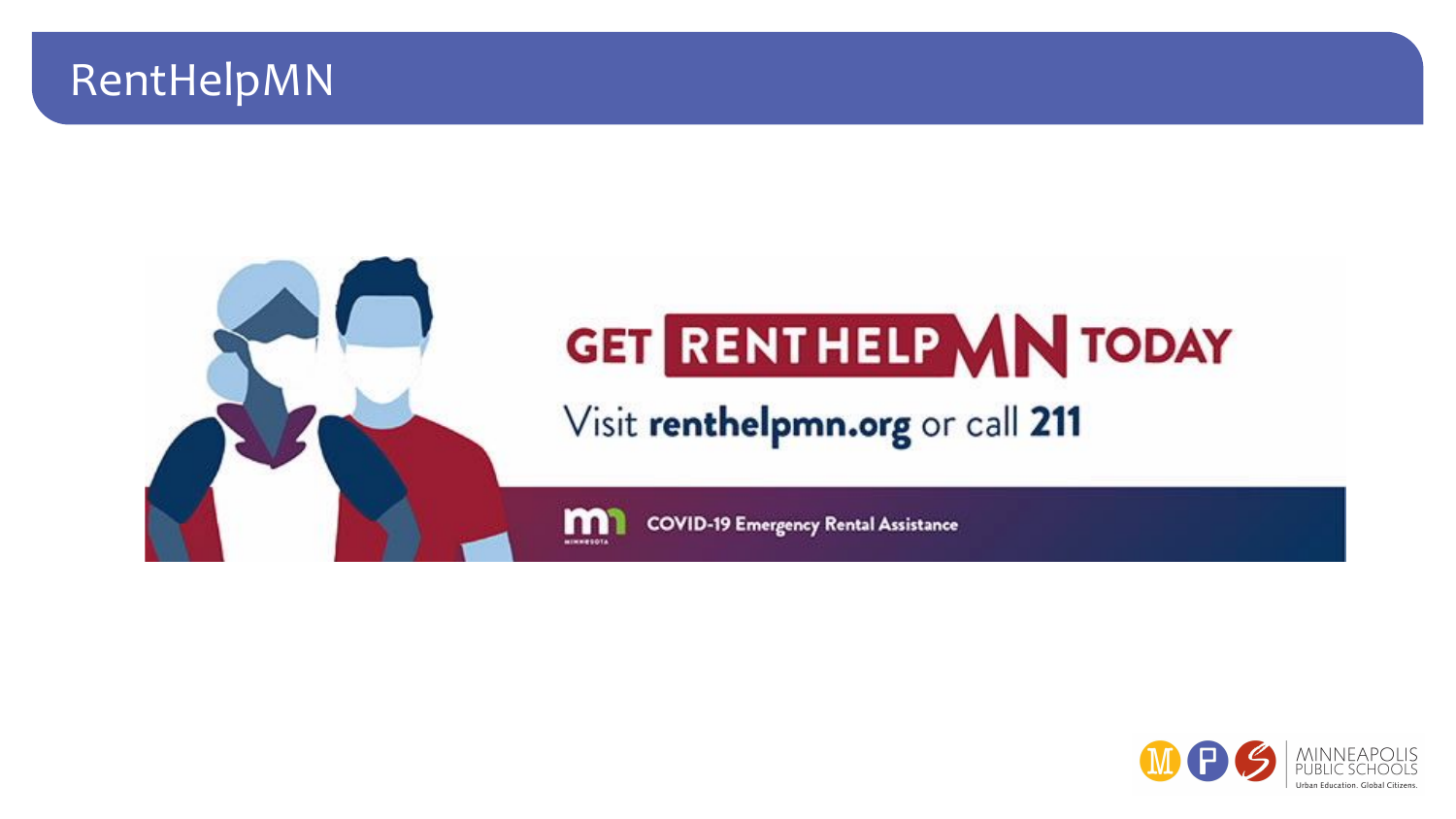# RentHelpMN

GET RENT HELP MN TODAY

Visit **renthelpmn.org** or call **211**

COVID-19 Emergency Rental Assistance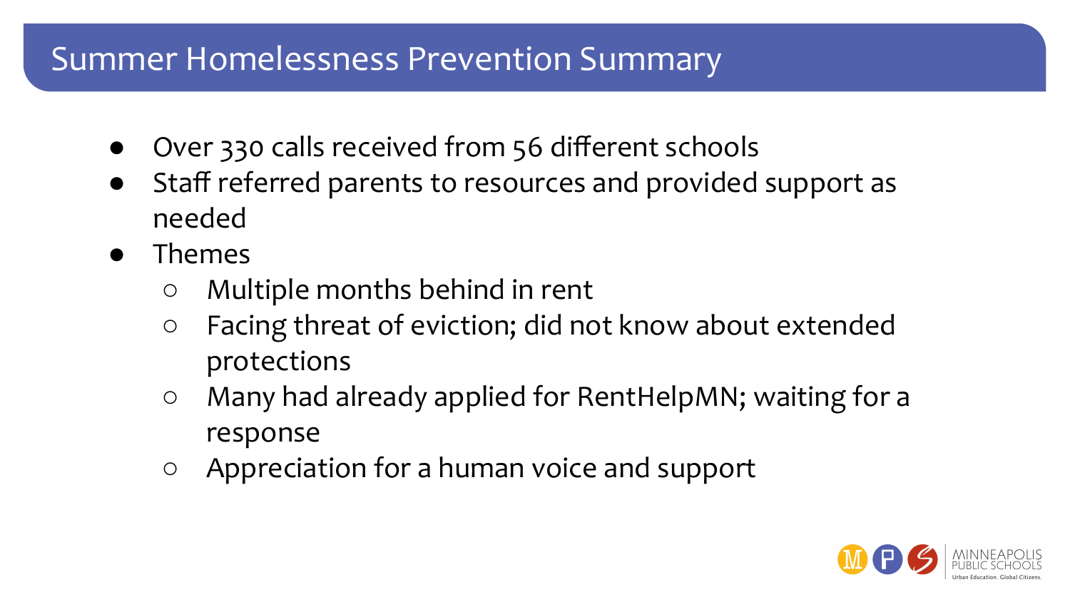# Summer Homelessness Prevention Summary

- Over 330 calls received from 56 different schools
- Staff referred parents to resources and provided support as needed
- Themes
  - Multiple months behind in rent
  - Facing threat of eviction; did not know about extended protections
  - Many had already applied for RentHelpMN; waiting for a response
  - Appreciation for a human voice and support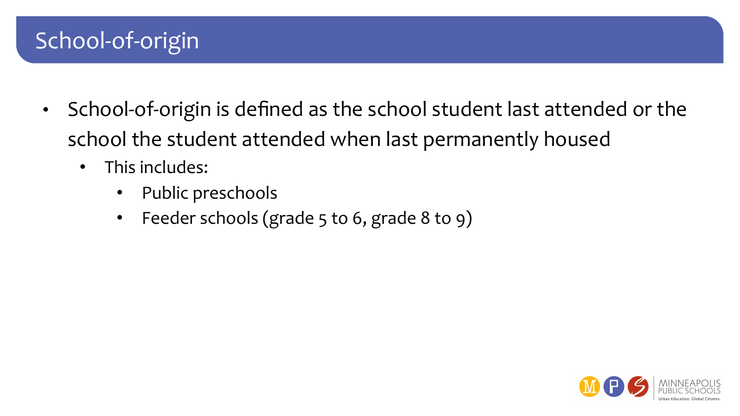# School-of-origin

- School-of-origin is defined as the school student last attended or the school the student attended when last permanently housed
  - This includes:
    - Public preschools
    - Feeder schools (grade 5 to 6, grade 8 to 9)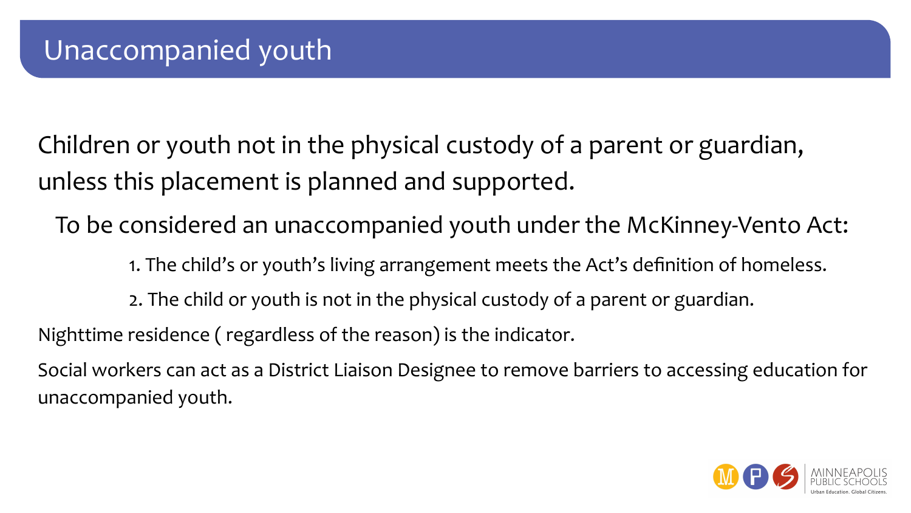# Unaccompanied youth

Children or youth not in the physical custody of a parent or guardian, unless this placement is planned and supported.

To be considered an unaccompanied youth under the McKinney-Vento Act:

1. The child's or youth's living arrangement meets the Act's definition of homeless.
2. The child or youth is not in the physical custody of a parent or guardian.

Nighttime residence ( regardless of the reason) is the indicator.

Social workers can act as a District Liaison Designee to remove barriers to accessing education for unaccompanied youth.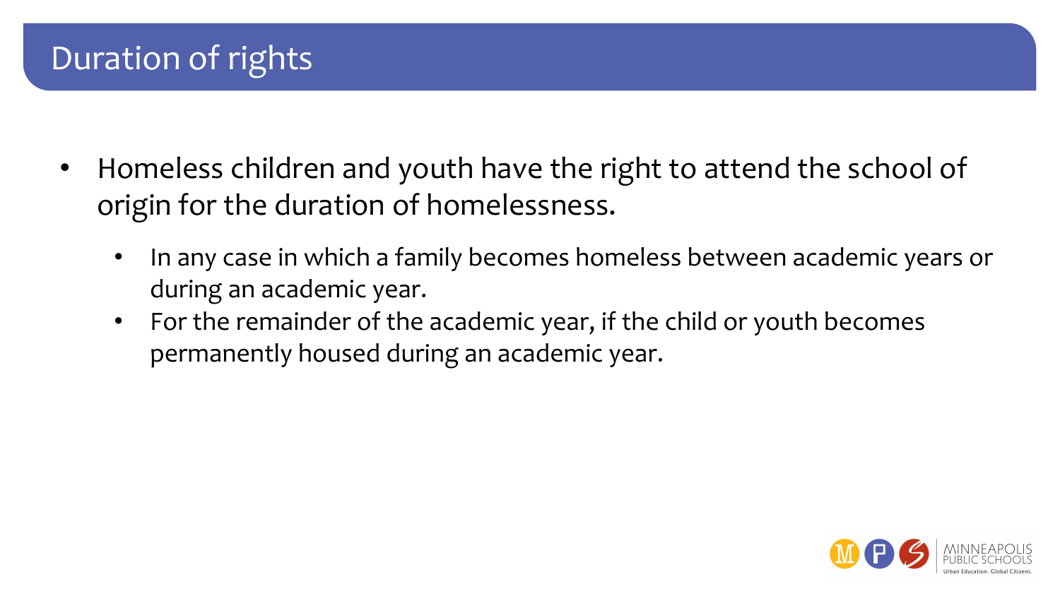# Duration of rights

- Homeless children and youth have the right to attend the school of origin for the duration of homelessness.
  - In any case in which a family becomes homeless between academic years or during an academic year.
  - For the remainder of the academic year, if the child or youth becomes permanently housed during an academic year.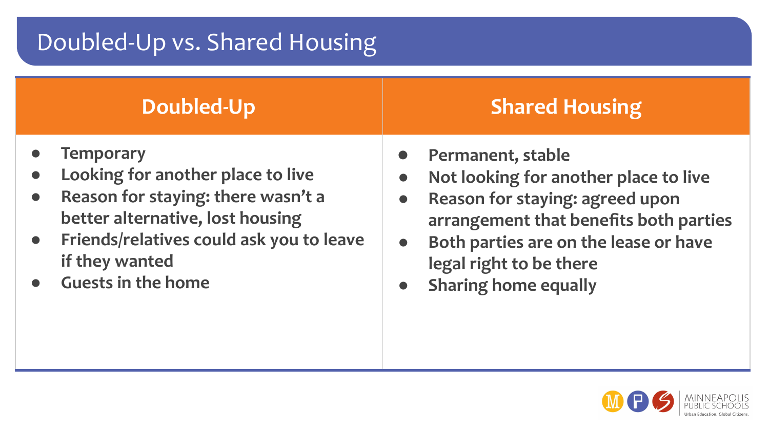# Doubled-Up vs. Shared Housing

| Doubled-Up | Shared Housing |
| --- | --- |
| • **Temporary**<br>• **Looking for another place to live**<br>• **Reason for staying: there wasn't a better alternative, lost housing**<br>• **Friends/relatives could ask you to leave if they wanted**<br>• **Guests in the home** | • **Permanent, stable**<br>• **Not looking for another place to live**<br>• **Reason for staying: agreed upon arrangement that benefits both parties**<br>• **Both parties are on the lease or have legal right to be there**<br>• **Sharing home equally** |

MINNEAPOLIS PUBLIC SCHOOLS
Urban Education. Global Citizens.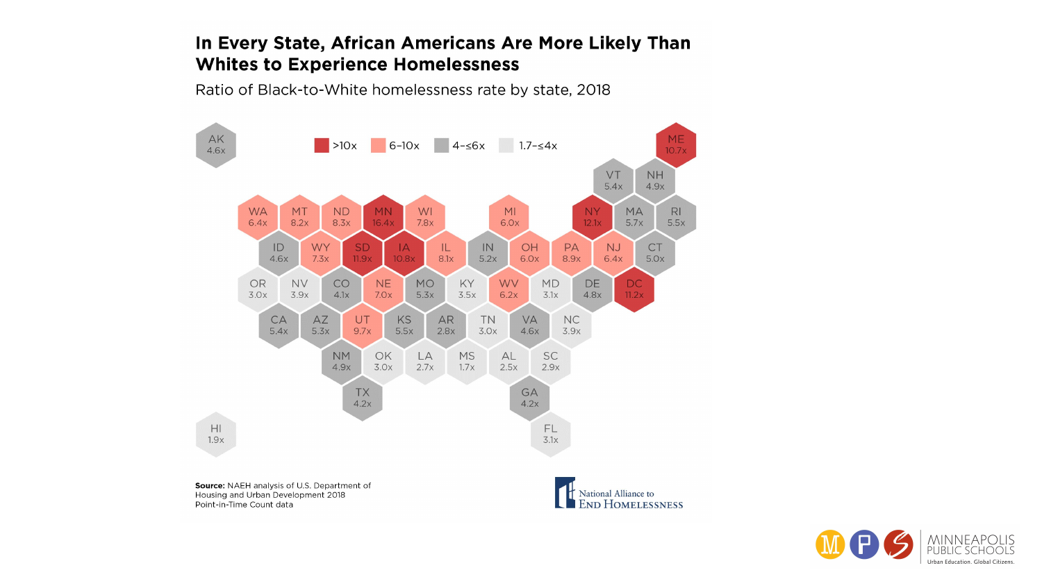## In Every State, African Americans Are More Likely Than Whites to Experience Homelessness

Ratio of Black-to-White homelessness rate by state, 2018

>10x
6–10x
4–≤6x
1.7–≤4x

AK 4.6x
ME 10.7x
VT 5.4x
NH 4.9x
WA 6.4x
MT 8.2x
ND 8.3x
MN 16.4x
WI 7.8x
MI 6.0x
NY 12.1x
MA 5.7x
RI 5.5x
ID 4.6x
WY 7.3x
SD 11.9x
IA 10.8x
IL 8.1x
IN 5.2x
OH 6.0x
PA 8.9x
NJ 6.4x
CT 5.0x
OR 3.0x
NV 3.9x
CO 4.1x
NE 7.0x
MO 5.3x
KY 3.5x
WV 6.2x
MD 3.1x
DE 4.8x
DC 11.2x
CA 5.4x
AZ 5.3x
UT 9.7x
KS 5.5x
AR 2.8x
TN 3.0x
VA 4.6x
NC 3.9x
NM 4.9x
OK 3.0x
LA 2.7x
MS 1.7x
AL 2.5x
SC 2.9x
TX 4.2x
GA 4.2x
HI 1.9x
FL 3.1x

**Source:** NAEH analysis of U.S. Department of Housing and Urban Development 2018 Point-in-Time Count data

National Alliance to End Homelessness

Minneapolis Public Schools
Urban Education. Global Citizens.